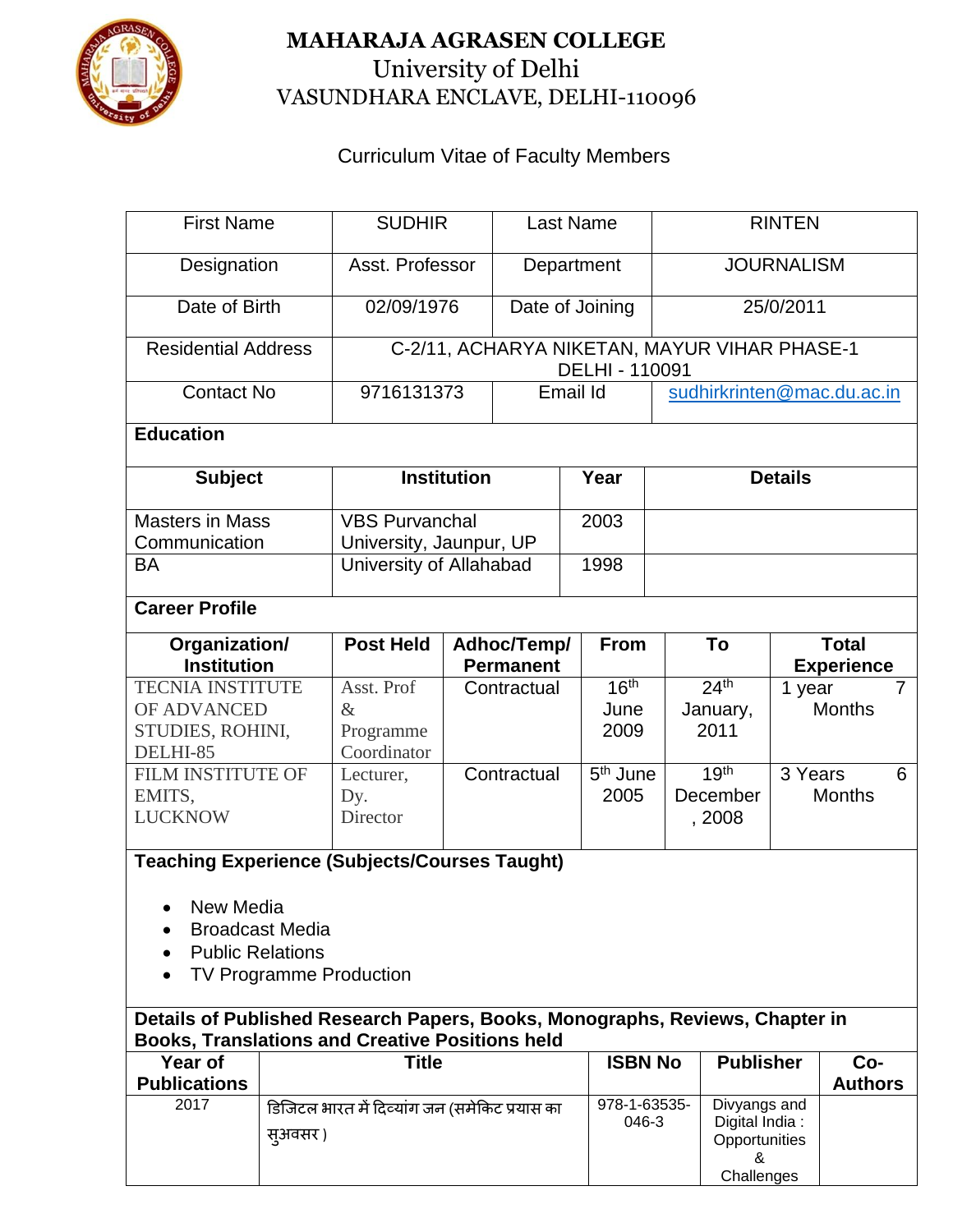# MAHARAJA AGRASEN COLLEGE

University of Delhi

VASUNDHARA ENCLAVE, DELHI-110096

## Curriculum Vitae of Faculty Members

| First Name | SUDHIR | Last Name | RINTEN |
|---|---|---|---|
| Designation | Asst. Professor | Department | JOURNALISM |
| Date of Birth | 02/09/1976 | Date of Joining | 25/0/2011 |
| Residential Address | C-2/11, ACHARYA NIKETAN, MAYUR VIHAR PHASE-1 DELHI - 110091 | | |
| Contact No | 9716131373 | Email Id | sudhirkrinten@mac.du.ac.in |

**Education**

| Subject | Institution | Year | Details |
|---|---|---|---|
| Masters in Mass Communication | VBS Purvanchal University, Jaunpur, UP | 2003 | |
| BA | University of Allahabad | 1998 | |

**Career Profile**

| Organization/ Institution | Post Held | Adhoc/Temp/ Permanent | From | To | Total Experience |
|---|---|---|---|---|---|
| TECNIA INSTITUTE OF ADVANCED STUDIES, ROHINI, DELHI-85 | Asst. Prof & Programme Coordinator | Contractual | 16th June 2009 | 24th January, 2011 | 1 year 7 Months |
| FILM INSTITUTE OF EMITS, LUCKNOW | Lecturer, Dy. Director | Contractual | 5th June 2005 | 19th December, 2008 | 3 Years 6 Months |

**Teaching Experience (Subjects/Courses Taught)**

- New Media
- Broadcast Media
- Public Relations
- TV Programme Production

**Details of Published Research Papers, Books, Monographs, Reviews, Chapter in Books, Translations and Creative Positions held**

| Year of Publications | Title | ISBN No | Publisher | Co-Authors |
|---|---|---|---|---|
| 2017 | डिजिटल भारत में दिव्यांग जन (समेकित प्रयास का सुअवसर ) | 978-1-63535-046-3 | Divyangs and Digital India : Opportunities & Challenges | |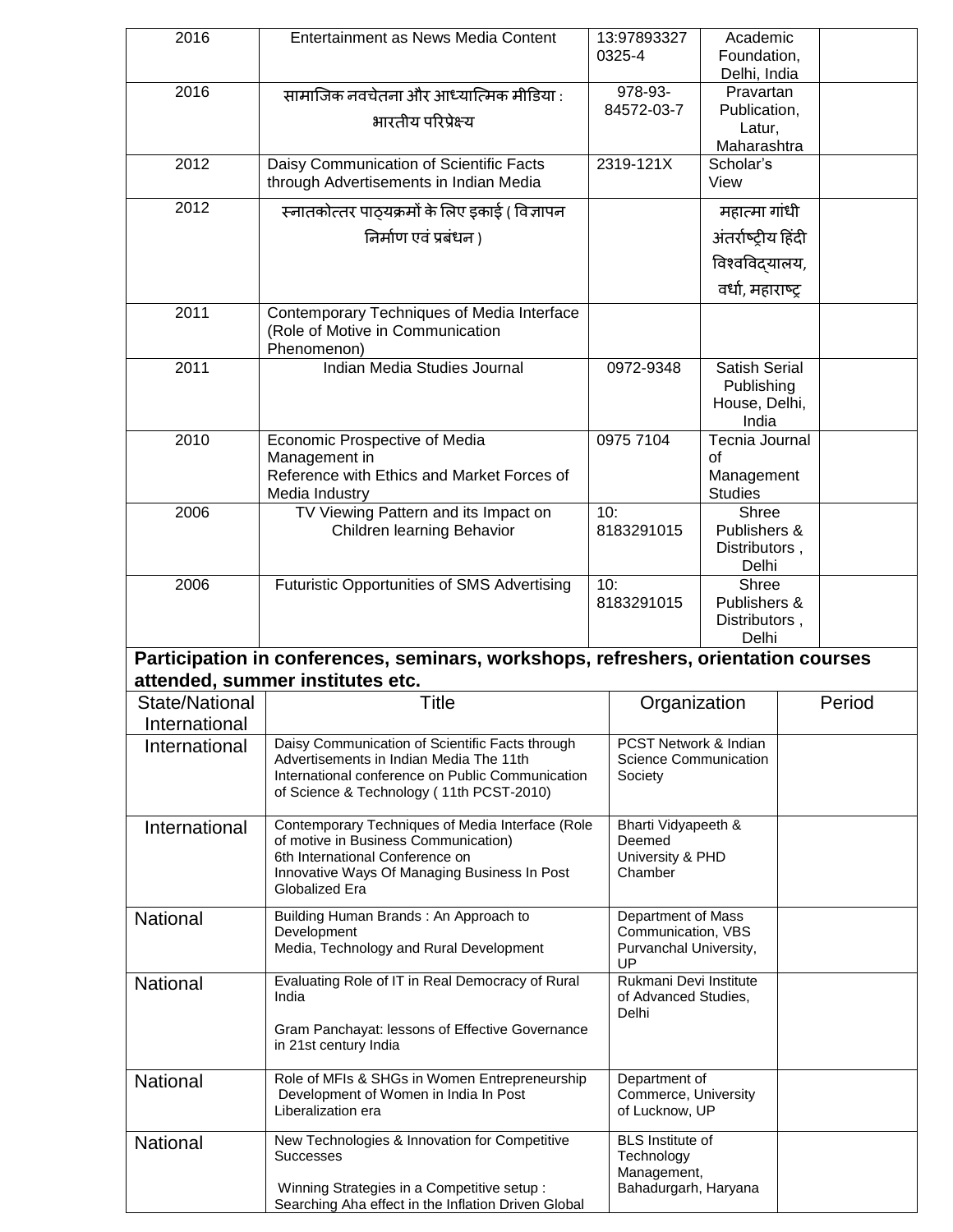| | | | | |
|---|---|---|---|---|
| 2016 | Entertainment as News Media Content | 13:97893327 0325-4 | Academic Foundation, Delhi, India | |
| 2016 | सामाजिक नवचेतना और आध्यात्मिक मीडिया : भारतीय परिप्रेक्ष्य | 978-93-84572-03-7 | Pravartan Publication, Latur, Maharashtra | |
| 2012 | Daisy Communication of Scientific Facts through Advertisements in Indian Media | 2319-121X | Scholar's View | |
| 2012 | स्नातकोत्तर पाठ्यक्रमों के लिए इकाई ( विज्ञापन निर्माण एवं प्रबंधन ) | | महात्मा गांधी अंतर्राष्ट्रीय हिंदी विश्वविद्यालय, वर्धा, महाराष्ट्र | |
| 2011 | Contemporary Techniques of Media Interface (Role of Motive in Communication Phenomenon) | | | |
| 2011 | Indian Media Studies Journal | 0972-9348 | Satish Serial Publishing House, Delhi, India | |
| 2010 | Economic Prospective of Media Management in Reference with Ethics and Market Forces of Media Industry | 0975 7104 | Tecnia Journal of Management Studies | |
| 2006 | TV Viewing Pattern and its Impact on Children learning Behavior | 10: 8183291015 | Shree Publishers & Distributors , Delhi | |
| 2006 | Futuristic Opportunities of SMS Advertising | 10: 8183291015 | Shree Publishers & Distributors , Delhi | |

**Participation in conferences, seminars, workshops, refreshers, orientation courses attended, summer institutes etc.**

| State/National International | Title | Organization | Period |
|---|---|---|---|
| International | Daisy Communication of Scientific Facts through Advertisements in Indian Media The 11th International conference on Public Communication of Science & Technology ( 11th PCST-2010) | PCST Network & Indian Science Communication Society | |
| International | Contemporary Techniques of Media Interface (Role of motive in Business Communication) 6th International Conference on Innovative Ways Of Managing Business In Post Globalized Era | Bharti Vidyapeeth & Deemed University & PHD Chamber | |
| National | Building Human Brands : An Approach to Development Media, Technology and Rural Development | Department of Mass Communication, VBS Purvanchal University, UP | |
| National | Evaluating Role of IT in Real Democracy of Rural India<br><br>Gram Panchayat: lessons of Effective Governance in 21st century India | Rukmani Devi Institute of Advanced Studies, Delhi | |
| National | Role of MFIs & SHGs in Women Entrepreneurship Development of Women in India In Post Liberalization era | Department of Commerce, University of Lucknow, UP | |
| National | New Technologies & Innovation for Competitive Successes<br><br>Winning Strategies in a Competitive setup : Searching Aha effect in the Inflation Driven Global | BLS Institute of Technology Management, Bahadurgarh, Haryana | |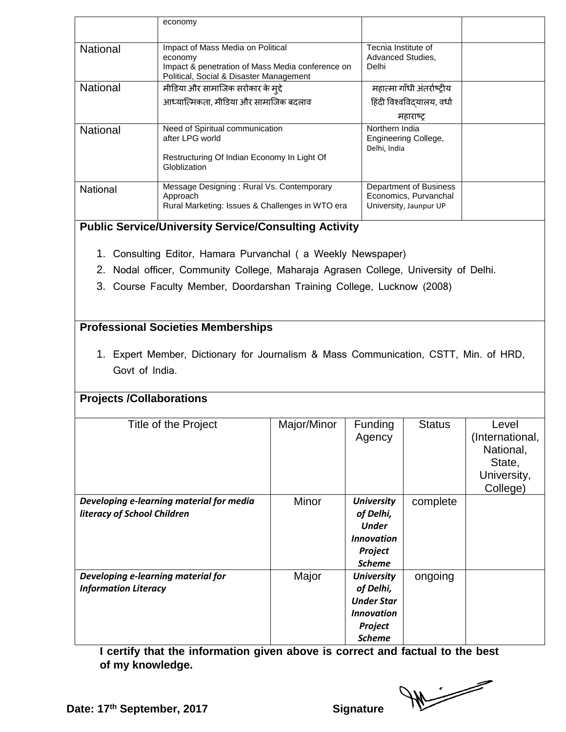| | | | |
|---|---|---|---|
| | economy | | |
| National | Impact of Mass Media on Political economy<br>Impact & penetration of Mass Media conference on Political, Social & Disaster Management | Tecnia Institute of Advanced Studies, Delhi | |
| National | मीडिया और सामाजिक सरोकार के मुद्दे<br>आध्यात्मिकता, मीडिया और सामाजिक बदलाव | महात्मा गाँधी अंतर्राष्ट्रीय हिंदी विश्वविद्यालय, वर्धा महाराष्ट्र | |
| National | Need of Spiritual communication after LPG world<br>Restructuring Of Indian Economy In Light Of Globlization | Northern India Engineering College, Delhi, India | |
| National | Message Designing : Rural Vs. Contemporary Approach<br>Rural Marketing: Issues & Challenges in WTO era | Department of Business Economics, Purvanchal University, Jaunpur UP | |

**Public Service/University Service/Consulting Activity**

1. Consulting Editor, Hamara Purvanchal ( a Weekly Newspaper)
2. Nodal officer, Community College, Maharaja Agrasen College, University of Delhi.
3. Course Faculty Member, Doordarshan Training College, Lucknow (2008)

**Professional Societies Memberships**

1. Expert Member, Dictionary for Journalism & Mass Communication, CSTT, Min. of HRD, Govt of India.

**Projects /Collaborations**

| Title of the Project | Major/Minor | Funding Agency | Status | Level (International, National, State, University, College) |
|---|---|---|---|---|
| ***Developing e-learning material for media literacy of School Children*** | Minor | ***University of Delhi, Under Innovation Project Scheme*** | complete | |
| ***Developing e-learning material for Information Literacy*** | Major | ***University of Delhi, Under Star Innovation Project Scheme*** | ongoing | |

**I certify that the information given above is correct and factual to the best of my knowledge.**

**Date: 17th September, 2017** **Signature**